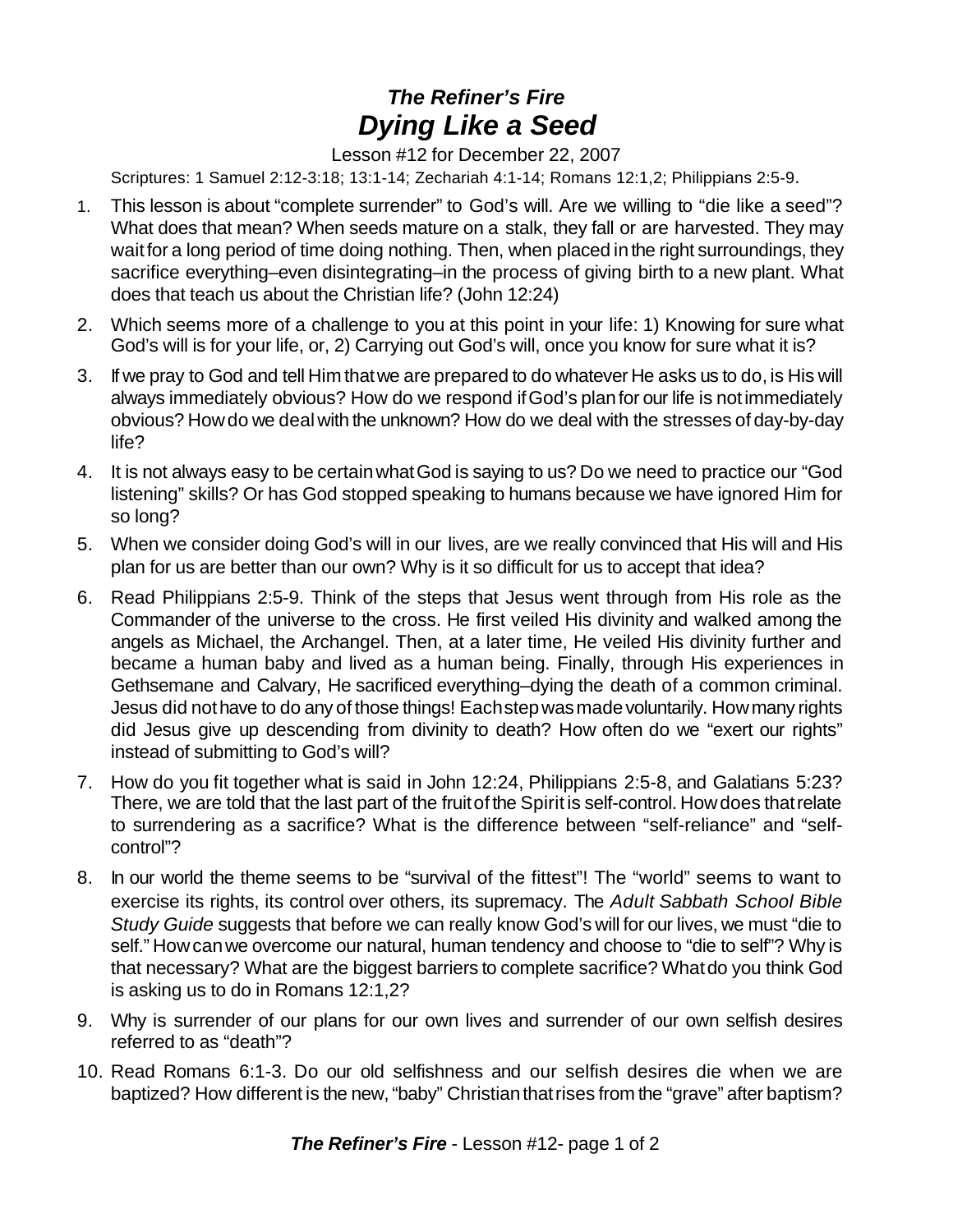# *The Refiner's Fire*
# *Dying Like a Seed*

Lesson #12 for December 22, 2007

Scriptures: 1 Samuel 2:12-3:18; 13:1-14; Zechariah 4:1-14; Romans 12:1,2; Philippians 2:5-9.

1. This lesson is about "complete surrender" to God's will. Are we willing to "die like a seed"? What does that mean? When seeds mature on a stalk, they fall or are harvested. They may wait for a long period of time doing nothing. Then, when placed in the right surroundings, they sacrifice everything–even disintegrating–in the process of giving birth to a new plant. What does that teach us about the Christian life? (John 12:24)
2. Which seems more of a challenge to you at this point in your life: 1) Knowing for sure what God's will is for your life, or, 2) Carrying out God's will, once you know for sure what it is?
3. If we pray to God and tell Him that we are prepared to do whatever He asks us to do, is His will always immediately obvious? How do we respond if God's plan for our life is not immediately obvious? How do we deal with the unknown? How do we deal with the stresses of day-by-day life?
4. It is not always easy to be certain what God is saying to us? Do we need to practice our "God listening" skills? Or has God stopped speaking to humans because we have ignored Him for so long?
5. When we consider doing God's will in our lives, are we really convinced that His will and His plan for us are better than our own? Why is it so difficult for us to accept that idea?
6. Read Philippians 2:5-9. Think of the steps that Jesus went through from His role as the Commander of the universe to the cross. He first veiled His divinity and walked among the angels as Michael, the Archangel. Then, at a later time, He veiled His divinity further and became a human baby and lived as a human being. Finally, through His experiences in Gethsemane and Calvary, He sacrificed everything–dying the death of a common criminal. Jesus did not have to do any of those things! Each step was made voluntarily. How many rights did Jesus give up descending from divinity to death? How often do we "exert our rights" instead of submitting to God's will?
7. How do you fit together what is said in John 12:24, Philippians 2:5-8, and Galatians 5:23? There, we are told that the last part of the fruit of the Spirit is self-control. How does that relate to surrendering as a sacrifice? What is the difference between "self-reliance" and "self-control"?
8. In our world the theme seems to be "survival of the fittest"! The "world" seems to want to exercise its rights, its control over others, its supremacy. The *Adult Sabbath School Bible Study Guide* suggests that before we can really know God's will for our lives, we must "die to self." How can we overcome our natural, human tendency and choose to "die to self"? Why is that necessary? What are the biggest barriers to complete sacrifice? What do you think God is asking us to do in Romans 12:1,2?
9. Why is surrender of our plans for our own lives and surrender of our own selfish desires referred to as "death"?
10. Read Romans 6:1-3. Do our old selfishness and our selfish desires die when we are baptized? How different is the new, "baby" Christian that rises from the "grave" after baptism?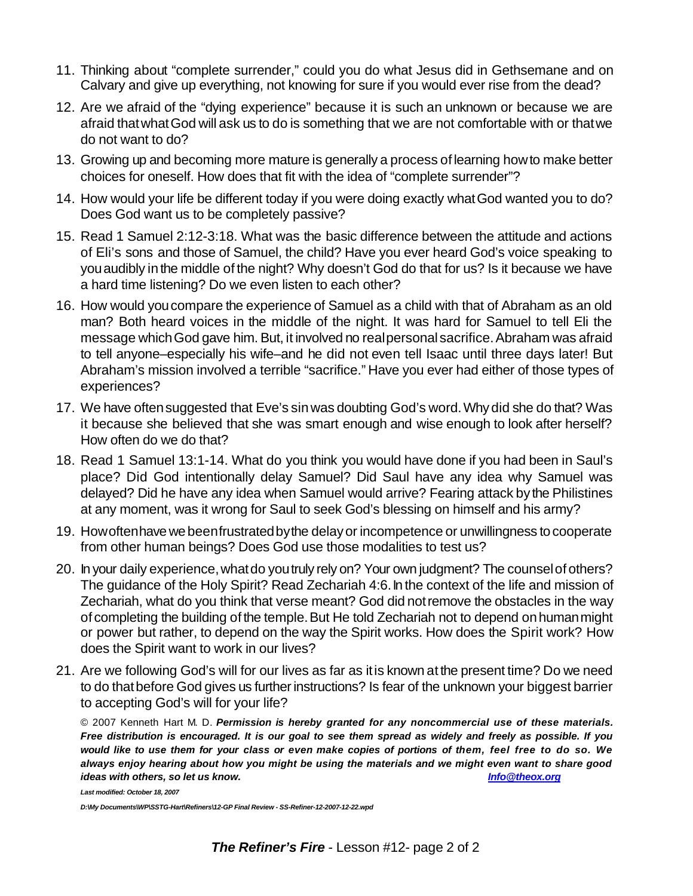11. Thinking about "complete surrender," could you do what Jesus did in Gethsemane and on Calvary and give up everything, not knowing for sure if you would ever rise from the dead?
12. Are we afraid of the "dying experience" because it is such an unknown or because we are afraid that what God will ask us to do is something that we are not comfortable with or that we do not want to do?
13. Growing up and becoming more mature is generally a process of learning how to make better choices for oneself. How does that fit with the idea of "complete surrender"?
14. How would your life be different today if you were doing exactly what God wanted you to do? Does God want us to be completely passive?
15. Read 1 Samuel 2:12-3:18. What was the basic difference between the attitude and actions of Eli's sons and those of Samuel, the child? Have you ever heard God's voice speaking to you audibly in the middle of the night? Why doesn't God do that for us? Is it because we have a hard time listening? Do we even listen to each other?
16. How would you compare the experience of Samuel as a child with that of Abraham as an old man? Both heard voices in the middle of the night. It was hard for Samuel to tell Eli the message which God gave him. But, it involved no real personal sacrifice. Abraham was afraid to tell anyone–especially his wife–and he did not even tell Isaac until three days later! But Abraham's mission involved a terrible "sacrifice." Have you ever had either of those types of experiences?
17. We have often suggested that Eve's sin was doubting God's word. Why did she do that? Was it because she believed that she was smart enough and wise enough to look after herself? How often do we do that?
18. Read 1 Samuel 13:1-14. What do you think you would have done if you had been in Saul's place? Did God intentionally delay Samuel? Did Saul have any idea why Samuel was delayed? Did he have any idea when Samuel would arrive? Fearing attack by the Philistines at any moment, was it wrong for Saul to seek God's blessing on himself and his army?
19. How often have we been frustrated by the delay or incompetence or unwillingness to cooperate from other human beings? Does God use those modalities to test us?
20. In your daily experience, what do you truly rely on? Your own judgment? The counsel of others? The guidance of the Holy Spirit? Read Zechariah 4:6. In the context of the life and mission of Zechariah, what do you think that verse meant? God did not remove the obstacles in the way of completing the building of the temple. But He told Zechariah not to depend on human might or power but rather, to depend on the way the Spirit works. How does the Spirit work? How does the Spirit want to work in our lives?
21. Are we following God's will for our lives as far as it is known at the present time? Do we need to do that before God gives us further instructions? Is fear of the unknown your biggest barrier to accepting God's will for your life?

© 2007 Kenneth Hart M. D. ***Permission is hereby granted for any noncommercial use of these materials. Free distribution is encouraged. It is our goal to see them spread as widely and freely as possible. If you would like to use them for your class or even make copies of portions of them, feel free to do so. We always enjoy hearing about how you might be using the materials and we might even want to share good ideas with others, so let us know.*** ***Info@theox.org***

***Last modified: October 18, 2007***

***D:\My Documents\WP\SSTG-Hart\Refiners\12-GP Final Review - SS-Refiner-12-2007-12-22.wpd***